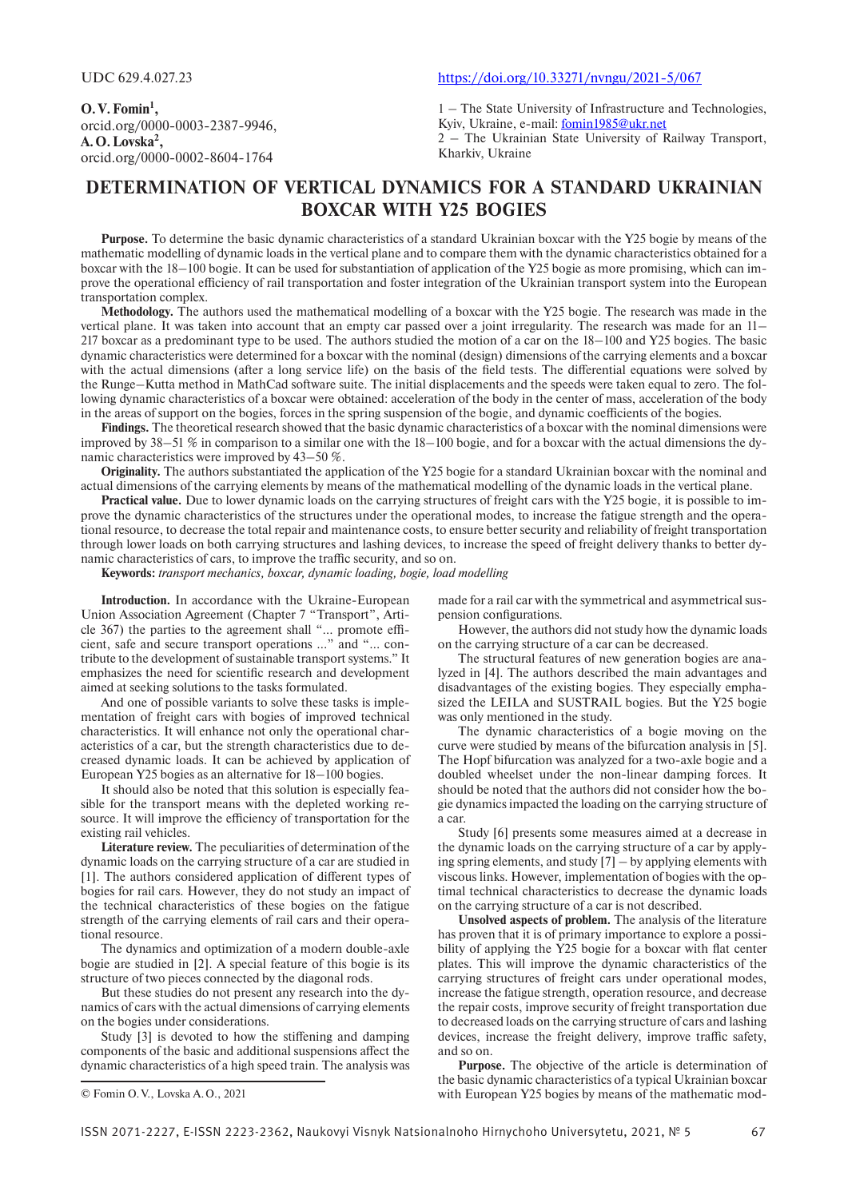UDC 629.4.027.23

https://doi.org/10.33271/nvngu/2021-5/067

**O. V. Fomin**[1],
orcid.org/0000-0003-2387-9946,
**A. O. Lovska**[2],
orcid.org/0000-0002-8604-1764

1 – The State University of Infrastructure and Technologies, Kyiv, Ukraine, e-mail: fomin1985@ukr.net
2 – The Ukrainian State University of Railway Transport, Kharkiv, Ukraine

# DETERMINATION OF VERTICAL DYNAMICS FOR A STANDARD UKRAINIAN BOXCAR WITH Y25 BOGIES

**Purpose.** To determine the basic dynamic characteristics of a standard Ukrainian boxcar with the Y25 bogie by means of the mathematic modelling of dynamic loads in the vertical plane and to compare them with the dynamic characteristics obtained for a boxcar with the 18–100 bogie. It can be used for substantiation of application of the Y25 bogie as more promising, which can improve the operational efficiency of rail transportation and foster integration of the Ukrainian transport system into the European transportation complex.

**Methodology.** The authors used the mathematical modelling of a boxcar with the Y25 bogie. The research was made in the vertical plane. It was taken into account that an empty car passed over a joint irregularity. The research was made for an 11–217 boxcar as a predominant type to be used. The authors studied the motion of a car on the 18–100 and Y25 bogies. The basic dynamic characteristics were determined for a boxcar with the nominal (design) dimensions of the carrying elements and a boxcar with the actual dimensions (after a long service life) on the basis of the field tests. The differential equations were solved by the Runge–Kutta method in MathCad software suite. The initial displacements and the speeds were taken equal to zero. The following dynamic characteristics of a boxcar were obtained: acceleration of the body in the center of mass, acceleration of the body in the areas of support on the bogies, forces in the spring suspension of the bogie, and dynamic coefficients of the bogies.

**Findings.** The theoretical research showed that the basic dynamic characteristics of a boxcar with the nominal dimensions were improved by 38–51 % in comparison to a similar one with the 18–100 bogie, and for a boxcar with the actual dimensions the dynamic characteristics were improved by 43–50 %.

**Originality.** The authors substantiated the application of the Y25 bogie for a standard Ukrainian boxcar with the nominal and actual dimensions of the carrying elements by means of the mathematical modelling of the dynamic loads in the vertical plane.

**Practical value.** Due to lower dynamic loads on the carrying structures of freight cars with the Y25 bogie, it is possible to improve the dynamic characteristics of the structures under the operational modes, to increase the fatigue strength and the operational resource, to decrease the total repair and maintenance costs, to ensure better security and reliability of freight transportation through lower loads on both carrying structures and lashing devices, to increase the speed of freight delivery thanks to better dynamic characteristics of cars, to improve the traffic security, and so on.

**Keywords:** *transport mechanics, boxcar, dynamic loading, bogie, load modelling*

**Introduction.** In accordance with the Ukraine-European Union Association Agreement (Chapter 7 "Transport", Article 367) the parties to the agreement shall "... promote efficient, safe and secure transport operations ..." and "... contribute to the development of sustainable transport systems." It emphasizes the need for scientific research and development aimed at seeking solutions to the tasks formulated.

And one of possible variants to solve these tasks is implementation of freight cars with bogies of improved technical characteristics. It will enhance not only the operational characteristics of a car, but the strength characteristics due to decreased dynamic loads. It can be achieved by application of European Y25 bogies as an alternative for 18–100 bogies.

It should also be noted that this solution is especially feasible for the transport means with the depleted working resource. It will improve the efficiency of transportation for the existing rail vehicles.

**Literature review.** The peculiarities of determination of the dynamic loads on the carrying structure of a car are studied in [1]. The authors considered application of different types of bogies for rail cars. However, they do not study an impact of the technical characteristics of these bogies on the fatigue strength of the carrying elements of rail cars and their operational resource.

The dynamics and optimization of a modern double-axle bogie are studied in [2]. A special feature of this bogie is its structure of two pieces connected by the diagonal rods.

But these studies do not present any research into the dynamics of cars with the actual dimensions of carrying elements on the bogies under considerations.

Study [3] is devoted to how the stiffening and damping components of the basic and additional suspensions affect the dynamic characteristics of a high speed train. The analysis was made for a rail car with the symmetrical and asymmetrical suspension configurations.

However, the authors did not study how the dynamic loads on the carrying structure of a car can be decreased.

The structural features of new generation bogies are analyzed in [4]. The authors described the main advantages and disadvantages of the existing bogies. They especially emphasized the LEILA and SUSTRAIL bogies. But the Y25 bogie was only mentioned in the study.

The dynamic characteristics of a bogie moving on the curve were studied by means of the bifurcation analysis in [5]. The Hopf bifurcation was analyzed for a two-axle bogie and a doubled wheelset under the non-linear damping forces. It should be noted that the authors did not consider how the bogie dynamics impacted the loading on the carrying structure of a car.

Study [6] presents some measures aimed at a decrease in the dynamic loads on the carrying structure of a car by applying spring elements, and study [7] – by applying elements with viscous links. However, implementation of bogies with the optimal technical characteristics to decrease the dynamic loads on the carrying structure of a car is not described.

**Unsolved aspects of problem.** The analysis of the literature has proven that it is of primary importance to explore a possibility of applying the Y25 bogie for a boxcar with flat center plates. This will improve the dynamic characteristics of the carrying structures of freight cars under operational modes, increase the fatigue strength, operation resource, and decrease the repair costs, improve security of freight transportation due to decreased loads on the carrying structure of cars and lashing devices, increase the freight delivery, improve traffic safety, and so on.

**Purpose.** The objective of the article is determination of the basic dynamic characteristics of a typical Ukrainian boxcar with European Y25 bogies by means of the mathematic mod-

© Fomin O. V., Lovska A. O., 2021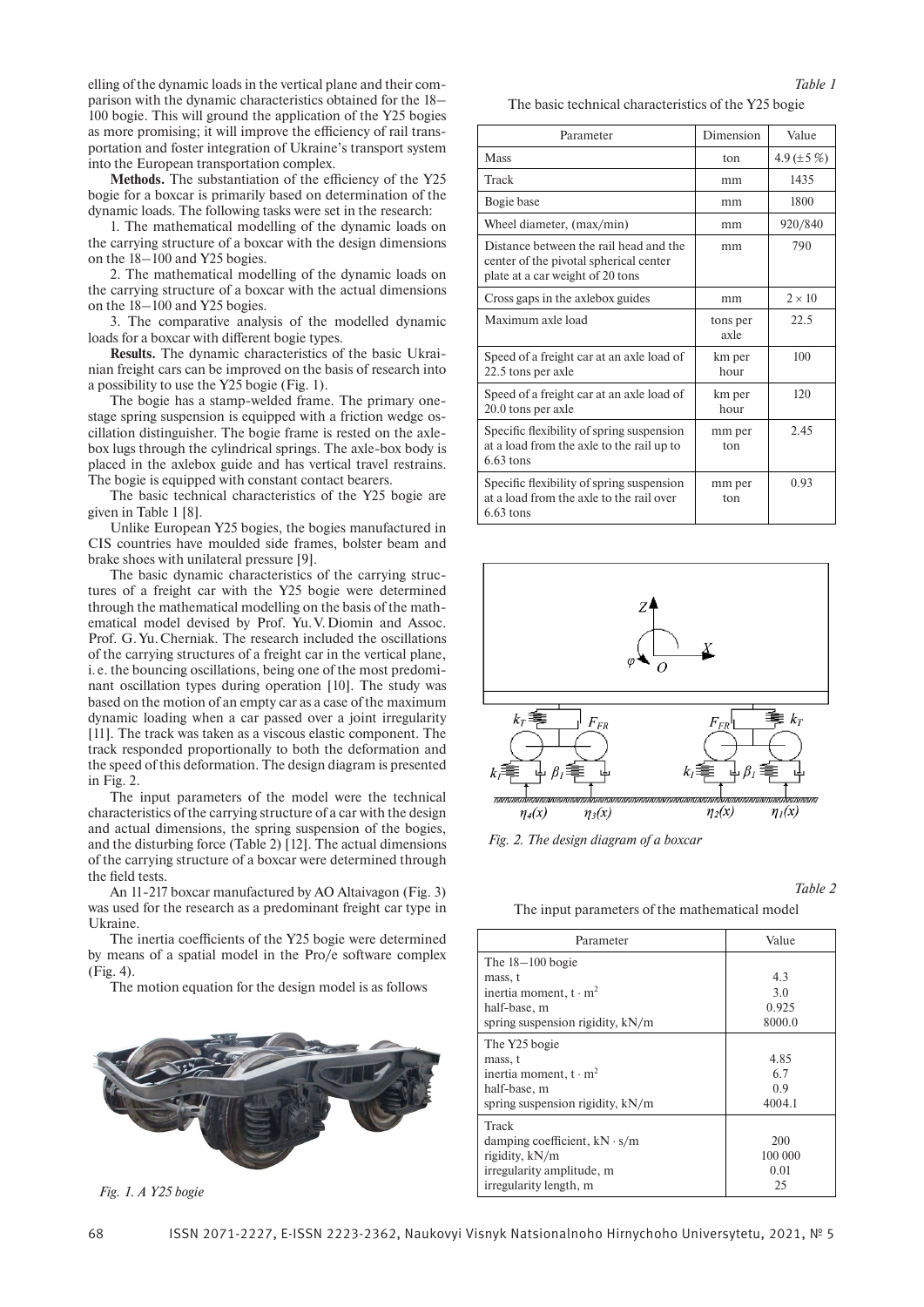elling of the dynamic loads in the vertical plane and their comparison with the dynamic characteristics obtained for the 18–100 bogie. This will ground the application of the Y25 bogies as more promising; it will improve the efficiency of rail transportation and foster integration of Ukraine's transport system into the European transportation complex.

**Methods.** The substantiation of the efficiency of the Y25 bogie for a boxcar is primarily based on determination of the dynamic loads. The following tasks were set in the research:

1. The mathematical modelling of the dynamic loads on the carrying structure of a boxcar with the design dimensions on the 18–100 and Y25 bogies.

2. The mathematical modelling of the dynamic loads on the carrying structure of a boxcar with the actual dimensions on the 18–100 and Y25 bogies.

3. The comparative analysis of the modelled dynamic loads for a boxcar with different bogie types.

**Results.** The dynamic characteristics of the basic Ukrainian freight cars can be improved on the basis of research into a possibility to use the Y25 bogie (Fig. 1).

The bogie has a stamp-welded frame. The primary one-stage spring suspension is equipped with a friction wedge oscillation distinguisher. The bogie frame is rested on the axlebox lugs through the cylindrical springs. The axle-box body is placed in the axlebox guide and has vertical travel restrains. The bogie is equipped with constant contact bearers.

The basic technical characteristics of the Y25 bogie are given in Table 1 [8].

Unlike European Y25 bogies, the bogies manufactured in CIS countries have moulded side frames, bolster beam and brake shoes with unilateral pressure [9].

The basic dynamic characteristics of the carrying structures of a freight car with the Y25 bogie were determined through the mathematical modelling on the basis of the mathematical model devised by Prof. Yu. V. Diomin and Assoc. Prof. G. Yu. Cherniak. The research included the oscillations of the carrying structures of a freight car in the vertical plane, i. e. the bouncing oscillations, being one of the most predominant oscillation types during operation [10]. The study was based on the motion of an empty car as a case of the maximum dynamic loading when a car passed over a joint irregularity [11]. The track was taken as a viscous elastic component. The track responded proportionally to both the deformation and the speed of this deformation. The design diagram is presented in Fig. 2.

The input parameters of the model were the technical characteristics of the carrying structure of a car with the design and actual dimensions, the spring suspension of the bogies, and the disturbing force (Table 2) [12]. The actual dimensions of the carrying structure of a boxcar were determined through the field tests.

An 11-217 boxcar manufactured by AO Altaivagon (Fig. 3) was used for the research as a predominant freight car type in Ukraine.

The inertia coefficients of the Y25 bogie were determined by means of a spatial model in the Pro/e software complex (Fig. 4).

The motion equation for the design model is as follows

*Fig. 1. A Y25 bogie*

*Table 1*

The basic technical characteristics of the Y25 bogie

| Parameter | Dimension | Value |
|---|---|---|
| Mass | ton | 4.9 (±5 %) |
| Track | mm | 1435 |
| Bogie base | mm | 1800 |
| Wheel diameter, (max/min) | mm | 920/840 |
| Distance between the rail head and the center of the pivotal spherical center plate at a car weight of 20 tons | mm | 790 |
| Cross gaps in the axlebox guides | mm | 2 × 10 |
| Maximum axle load | tons per axle | 22.5 |
| Speed of a freight car at an axle load of 22.5 tons per axle | km per hour | 100 |
| Speed of a freight car at an axle load of 20.0 tons per axle | km per hour | 120 |
| Specific flexibility of spring suspension at a load from the axle to the rail up to 6.63 tons | mm per ton | 2.45 |
| Specific flexibility of spring suspension at a load from the axle to the rail over 6.63 tons | mm per ton | 0.93 |

*Fig. 2. The design diagram of a boxcar*

*Table 2*

The input parameters of the mathematical model

| Parameter | Value |
|---|---|
| The 18–100 bogie | |
| mass, t | 4.3 |
| inertia moment, $t \cdot m^2$ | 3.0 |
| half-base, m | 0.925 |
| spring suspension rigidity, kN/m | 8000.0 |
| The Y25 bogie | |
| mass, t | 4.85 |
| inertia moment, $t \cdot m^2$ | 6.7 |
| half-base, m | 0.9 |
| spring suspension rigidity, kN/m | 4004.1 |
| Track | |
| damping coefficient, $kN \cdot s/m$ | 200 |
| rigidity, kN/m | 100 000 |
| irregularity amplitude, m | 0.01 |
| irregularity length, m | 25 |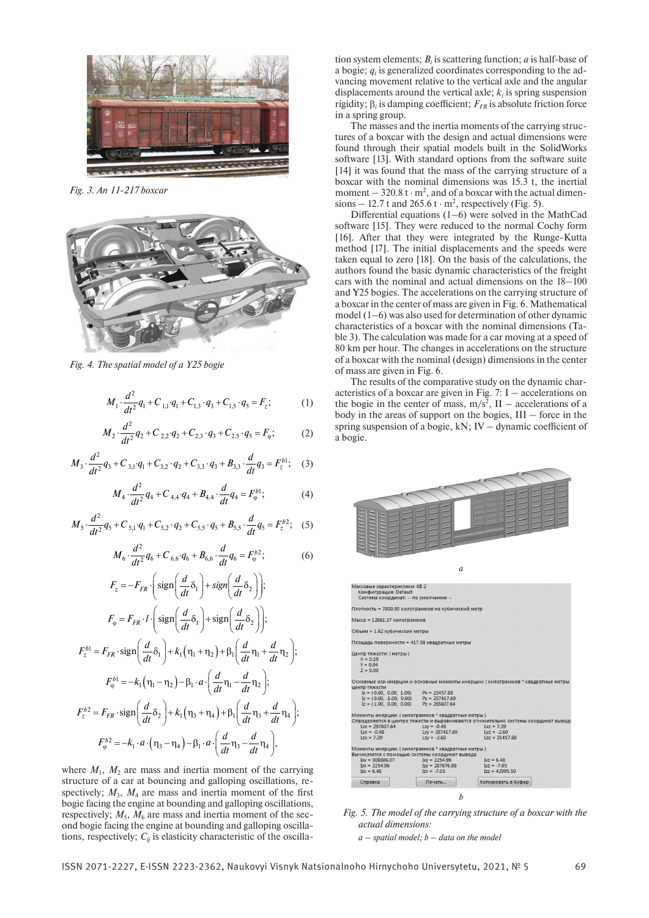*Fig. 3. An 11-217 boxcar*

*Fig. 4. The spatial model of a Y25 bogie*

$$M_1 \cdot \frac{d^2}{dt^2}q_1 + C_{1,1} \cdot q_1 + C_{1,3} \cdot q_3 + C_{1,5} \cdot q_5 = F_z; \qquad (1)$$

$$M_2 \cdot \frac{d^2}{dt^2}q_2 + C_{2,2} \cdot q_2 + C_{2,3} \cdot q_3 + C_{2,5} \cdot q_5 = F_\varphi; \qquad (2)$$

$$M_3 \cdot \frac{d^2}{dt^2}q_3 + C_{3,1} \cdot q_1 + C_{3,2} \cdot q_2 + C_{3,3} \cdot q_3 + B_{3,3} \cdot \frac{d}{dt}q_3 = F_z^{b1}; \qquad (3)$$

$$M_4 \cdot \frac{d^2}{dt^2}q_4 + C_{4,4} \cdot q_4 + B_{4,4} \cdot \frac{d}{dt}q_4 = F_\varphi^{b1}; \qquad (4)$$

$$M_5 \cdot \frac{d^2}{dt^2}q_5 + C_{5,1} \cdot q_1 + C_{5,2} \cdot q_2 + C_{5,5} \cdot q_5 + B_{5,5} \cdot \frac{d}{dt}q_5 = F_z^{b2}; \qquad (5)$$

$$M_6 \cdot \frac{d^2}{dt^2}q_6 + C_{6,6} \cdot q_6 + B_{6,6} \cdot \frac{d}{dt}q_6 = F_\varphi^{b2}; \qquad (6)$$

$$F_z = -F_{FR} \cdot \left( \text{sign}\left(\frac{d}{dt}\delta_1\right) + sign\left(\frac{d}{dt}\delta_2\right) \right);$$

$$F_\varphi = F_{FR} \cdot l \cdot \left( \text{sign}\left(\frac{d}{dt}\delta_1\right) + \text{sign}\left(\frac{d}{dt}\delta_2\right) \right);$$

$$F_z^{b1} = F_{FR} \cdot \text{sign}\left(\frac{d}{dt}\delta_1\right) + k_1\left(\eta_1 + \eta_2\right) + \beta_1\left(\frac{d}{dt}\eta_1 + \frac{d}{dt}\eta_2\right);$$

$$F_\varphi^{b1} = -k_1\left(\eta_1 - \eta_2\right) - \beta_1 \cdot a \cdot \left(\frac{d}{dt}\eta_1 - \frac{d}{dt}\eta_2\right);$$

$$F_z^{b2} = F_{FR} \cdot \text{sign}\left(\frac{d}{dt}\delta_2\right) + k_1\left(\eta_3 + \eta_4\right) + \beta_1\left(\frac{d}{dt}\eta_3 + \frac{d}{dt}\eta_4\right);$$

$$F_\varphi^{b2} = -k_1 \cdot a \cdot \left(\eta_3 - \eta_4\right) - \beta_1 \cdot a \cdot \left(\frac{d}{dt}\eta_3 - \frac{d}{dt}\eta_4\right),$$

where $M_1$, $M_2$ are mass and inertia moment of the carrying structure of a car at bouncing and galloping oscillations, respectively; $M_3$, $M_4$ are mass and inertia moment of the first bogie facing the engine at bounding and galloping oscillations, respectively; $M_5$, $M_6$ are mass and inertia moment of the second bogie facing the engine at bounding and galloping oscillations, respectively; $C_{ij}$ is elasticity characteristic of the oscillation system elements; $B_i$ is scattering function; $a$ is half-base of a bogie; $q_i$ is generalized coordinates corresponding to the advancing movement relative to the vertical axle and the angular displacements around the vertical axle; $k_i$ is spring suspension rigidity; $\beta_i$ is damping coefficient; $F_{FR}$ is absolute friction force in a spring group.

The masses and the inertia moments of the carrying structures of a boxcar with the design and actual dimensions were found through their spatial models built in the SolidWorks software [13]. With standard options from the software suite [14] it was found that the mass of the carrying structure of a boxcar with the nominal dimensions was 15.3 t, the inertial moment – 320.8 t · m$^2$, and of a boxcar with the actual dimensions – 12.7 t and 265.6 t · m$^2$, respectively (Fig. 5).

Differential equations (1–6) were solved in the MathCad software [15]. They were reduced to the normal Cochy form [16]. After that they were integrated by the Runge-Kutta method [17]. The initial displacements and the speeds were taken equal to zero [18]. On the basis of the calculations, the authors found the basic dynamic characteristics of the freight cars with the nominal and actual dimensions on the 18–100 and Y25 bogies. The accelerations on the carrying structure of a boxcar in the center of mass are given in Fig. 6. Mathematical model (1–6) was also used for determination of other dynamic characteristics of a boxcar with the nominal dimensions (Table 3). The calculation was made for a car moving at a speed of 80 km per hour. The changes in accelerations on the structure of a boxcar with the nominal (design) dimensions in the center of mass are given in Fig. 6.

The results of the comparative study on the dynamic characteristics of a boxcar are given in Fig. 7: I – accelerations on the bogie in the center of mass, m/s$^2$, II – accelerations of a body in the areas of support on the bogies, III – force in the spring suspension of a bogie, kN; IV – dynamic coefficient of a bogie.

*a*

*b*

*Fig. 5. The model of the carrying structure of a boxcar with the actual dimensions:*

*a – spatial model; b – data on the model*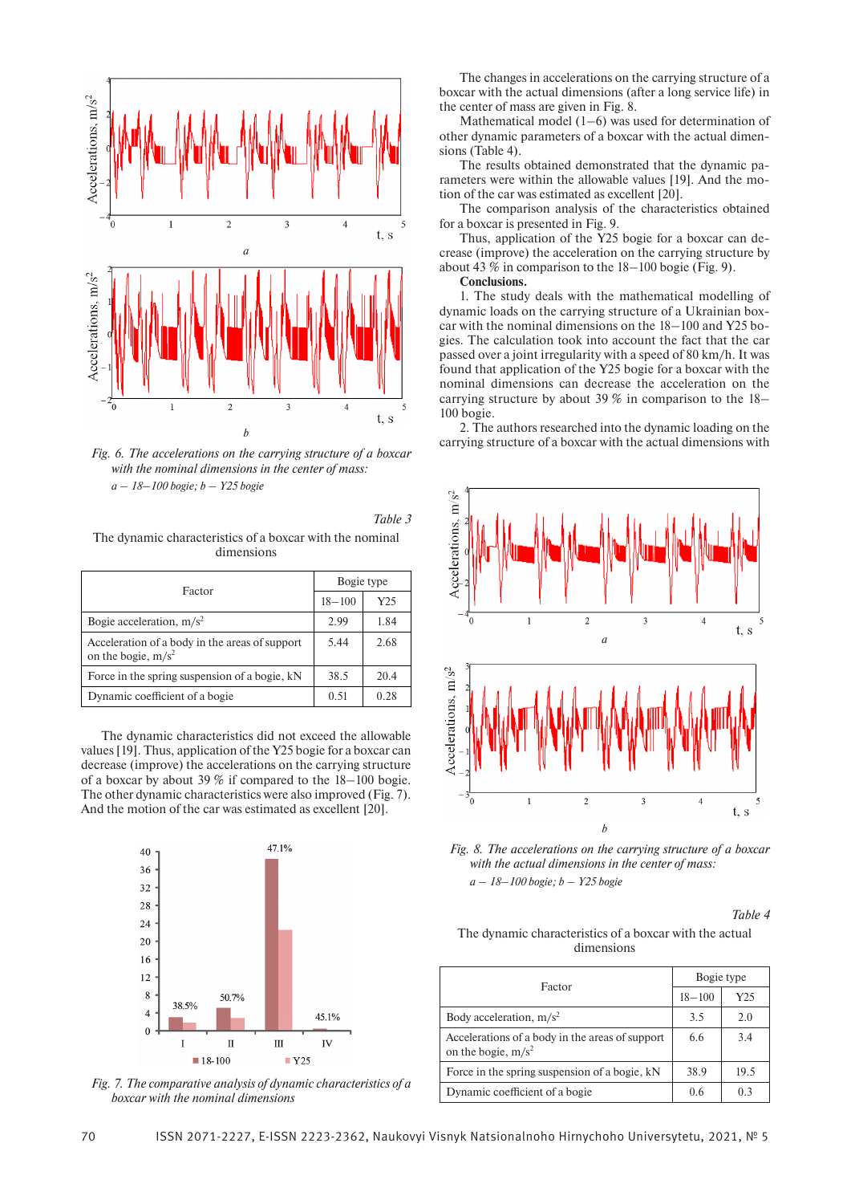Fig. 6. The accelerations on the carrying structure of a boxcar with the nominal dimensions in the center of mass:
*a* – 18–100 bogie; *b* – Y25 bogie

*Table 3*

The dynamic characteristics of a boxcar with the nominal dimensions

| Factor | Bogie type | |
|---|---|---|
| | 18–100 | Y25 |
| Bogie acceleration, $m/s^2$ | 2.99 | 1.84 |
| Acceleration of a body in the areas of support on the bogie, $m/s^2$ | 5.44 | 2.68 |
| Force in the spring suspension of a bogie, kN | 38.5 | 20.4 |
| Dynamic coefficient of a bogie | 0.51 | 0.28 |

The dynamic characteristics did not exceed the allowable values [19]. Thus, application of the Y25 bogie for a boxcar can decrease (improve) the accelerations on the carrying structure of a boxcar by about 39 % if compared to the 18–100 bogie. The other dynamic characteristics were also improved (Fig. 7). And the motion of the car was estimated as excellent [20].

Fig. 7. The comparative analysis of dynamic characteristics of a boxcar with the nominal dimensions

The changes in accelerations on the carrying structure of a boxcar with the actual dimensions (after a long service life) in the center of mass are given in Fig. 8.

Mathematical model (1–6) was used for determination of other dynamic parameters of a boxcar with the actual dimensions (Table 4).

The results obtained demonstrated that the dynamic parameters were within the allowable values [19]. And the motion of the car was estimated as excellent [20].

The comparison analysis of the characteristics obtained for a boxcar is presented in Fig. 9.

Thus, application of the Y25 bogie for a boxcar can decrease (improve) the acceleration on the carrying structure by about 43 % in comparison to the 18–100 bogie (Fig. 9).

**Conclusions.**

1. The study deals with the mathematical modelling of dynamic loads on the carrying structure of a Ukrainian boxcar with the nominal dimensions on the 18–100 and Y25 bogies. The calculation took into account the fact that the car passed over a joint irregularity with a speed of 80 km/h. It was found that application of the Y25 bogie for a boxcar with the nominal dimensions can decrease the acceleration on the carrying structure by about 39 % in comparison to the 18–100 bogie.

2. The authors researched into the dynamic loading on the carrying structure of a boxcar with the actual dimensions with

Fig. 8. The accelerations on the carrying structure of a boxcar with the actual dimensions in the center of mass:
*a* – 18–100 bogie; *b* – Y25 bogie

*Table 4*

The dynamic characteristics of a boxcar with the actual dimensions

| Factor | Bogie type | |
|---|---|---|
| | 18–100 | Y25 |
| Body acceleration, $m/s^2$ | 3.5 | 2.0 |
| Accelerations of a body in the areas of support on the bogie, $m/s^2$ | 6.6 | 3.4 |
| Force in the spring suspension of a bogie, kN | 38.9 | 19.5 |
| Dynamic coefficient of a bogie | 0.6 | 0.3 |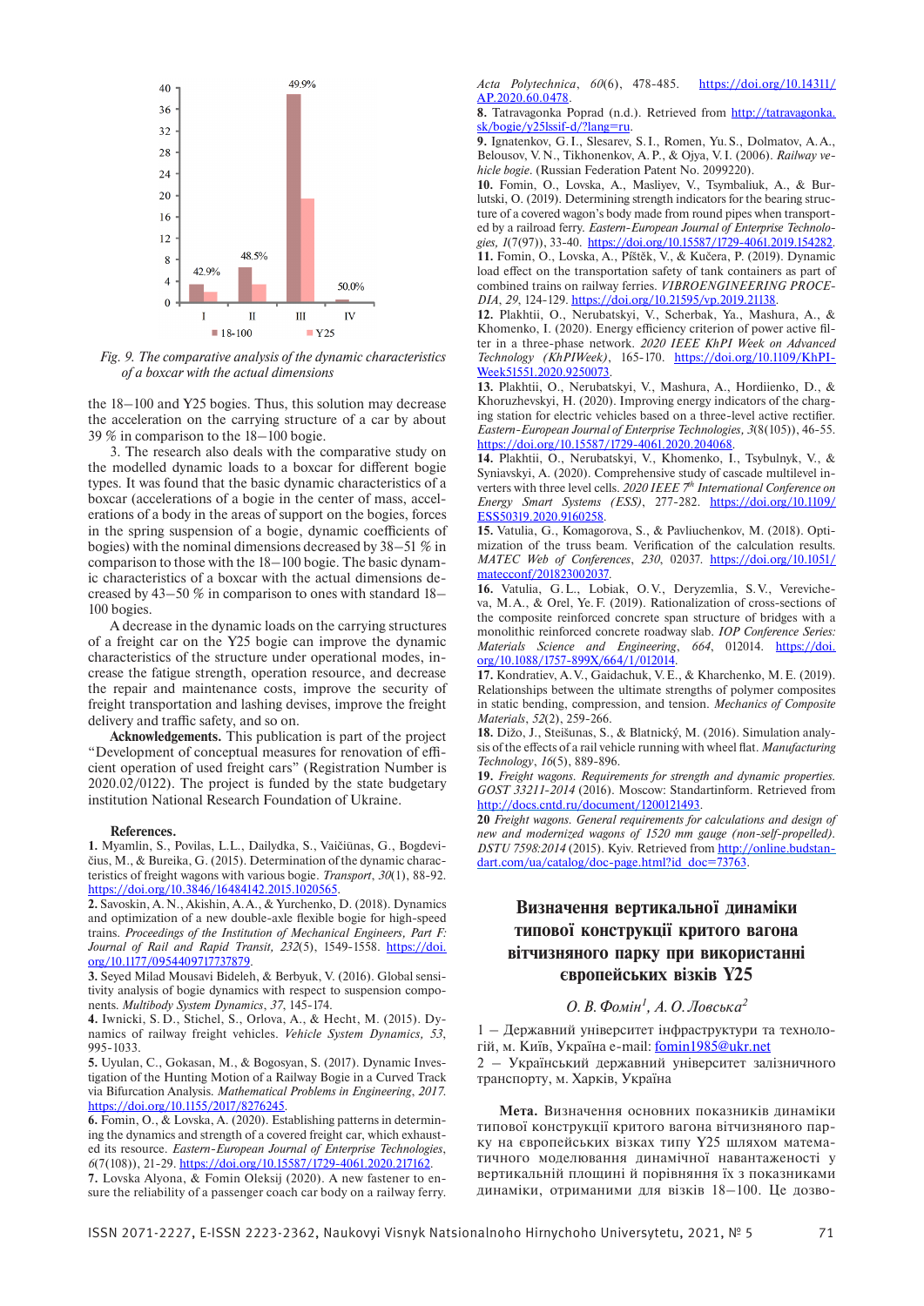Fig. 9. The comparative analysis of the dynamic characteristics of a boxcar with the actual dimensions

the 18–100 and Y25 bogies. Thus, this solution may decrease the acceleration on the carrying structure of a car by about 39 % in comparison to the 18–100 bogie.

3. The research also deals with the comparative study on the modelled dynamic loads to a boxcar for different bogie types. It was found that the basic dynamic characteristics of a boxcar (accelerations of a bogie in the center of mass, accelerations of a body in the areas of support on the bogies, forces in the spring suspension of a bogie, dynamic coefficients of bogies) with the nominal dimensions decreased by 38–51 % in comparison to those with the 18–100 bogie. The basic dynamic characteristics of a boxcar with the actual dimensions decreased by 43–50 % in comparison to ones with standard 18–100 bogies.

A decrease in the dynamic loads on the carrying structures of a freight car on the Y25 bogie can improve the dynamic characteristics of the structure under operational modes, increase the fatigue strength, operation resource, and decrease the repair and maintenance costs, improve the security of freight transportation and lashing devises, improve the freight delivery and traffic safety, and so on.

**Acknowledgements.** This publication is part of the project "Development of conceptual measures for renovation of efficient operation of used freight cars" (Registration Number is 2020.02/0122). The project is funded by the state budgetary institution National Research Foundation of Ukraine.

**References.**

**1.** Myamlin, S., Povilas, L.L., Dailydka, S., Vaičiūnas, G., Bogdevičius, M., & Bureika, G. (2015). Determination of the dynamic characteristics of freight wagons with various bogie. *Transport*, *30*(1), 88-92. https://doi.org/10.3846/16484142.2015.1020565.

**2.** Savoskin, A. N., Akishin, A. A., & Yurchenko, D. (2018). Dynamics and optimization of a new double-axle flexible bogie for high-speed trains. *Proceedings of the Institution of Mechanical Engineers, Part F: Journal of Rail and Rapid Transit, 232*(5), 1549-1558. https://doi.org/10.1177/0954409717737879.

**3.** Seyed Milad Mousavi Bideleh, & Berbyuk, V. (2016). Global sensitivity analysis of bogie dynamics with respect to suspension components. *Multibody System Dynamics*, *37*, 145-174.

**4.** Iwnicki, S. D., Stichel, S., Orlova, A., & Hecht, M. (2015). Dynamics of railway freight vehicles. *Vehicle System Dynamics, 53*, 995-1033.

**5.** Uyulan, C., Gokasan, M., & Bogosyan, S. (2017). Dynamic Investigation of the Hunting Motion of a Railway Bogie in a Curved Track via Bifurcation Analysis. *Mathematical Problems in Engineering, 2017*. https://doi.org/10.1155/2017/8276245.

**6.** Fomin, O., & Lovska, A. (2020). Establishing patterns in determining the dynamics and strength of a covered freight car, which exhausted its resource. *Eastern-European Journal of Enterprise Technologies*, *6*(7(108)), 21-29. https://doi.org/10.15587/1729-4061.2020.217162.

**7.** Lovska Alyona, & Fomin Oleksij (2020). A new fastener to ensure the reliability of a passenger coach car body on a railway ferry. *Acta Polytechnica*, *60*(6), 478-485. https://doi.org/10.14311/AP.2020.60.0478.

**8.** Tatravagonka Poprad (n.d.). Retrieved from http://tatravagonka.sk/bogie/y25lssif-d/?lang=ru.

**9.** Ignatenkov, G. I., Slesarev, S. I., Romen, Yu. S., Dolmatov, A. A., Belousov, V. N., Tikhonenkov, A. P., & Ojya, V. I. (2006). *Railway vehicle bogie*. (Russian Federation Patent No. 2099220).

**10.** Fomin, O., Lovska, A., Masliyev, V., Tsymbaliuk, A., & Burlutski, O. (2019). Determining strength indicators for the bearing structure of a covered wagon's body made from round pipes when transported by a railroad ferry. *Eastern-European Journal of Enterprise Technologies, 1*(7(97)), 33-40. https://doi.org/10.15587/1729-4061.2019.154282.

**11.** Fomin, O., Lovska, A., Píštěk, V., & Kučera, P. (2019). Dynamic load effect on the transportation safety of tank containers as part of combined trains on railway ferries. *VIBROENGINEERING PROCEDIA, 29*, 124-129. https://doi.org/10.21595/vp.2019.21138.

**12.** Plakhtii, O., Nerubatskyi, V., Scherbak, Ya., Mashura, A., & Khomenko, I. (2020). Energy efficiency criterion of power active filter in a three-phase network. *2020 IEEE KhPI Week on Advanced Technology (KhPIWeek)*, 165-170. https://doi.org/10.1109/KhPIWeek51551.2020.9250073.

**13.** Plakhtii, O., Nerubatskyi, V., Mashura, A., Hordiienko, D., & Khoruzhevskyi, H. (2020). Improving energy indicators of the charging station for electric vehicles based on a three-level active rectifier. *Eastern-European Journal of Enterprise Technologies, 3*(8(105)), 46-55. https://doi.org/10.15587/1729-4061.2020.204068.

**14.** Plakhtii, O., Nerubatskyi, V., Khomenko, I., Tsybulnyk, V., & Syniavskyi, A. (2020). Comprehensive study of cascade multilevel inverters with three level cells. *2020 IEEE 7th International Conference on Energy Smart Systems (ESS)*, 277-282. https://doi.org/10.1109/ESS50319.2020.9160258.

**15.** Vatulia, G., Komagorova, S., & Pavliuchenkov, M. (2018). Optimization of the truss beam. Verification of the calculation results. *MATEC Web of Conferences*, *230*, 02037. https://doi.org/10.1051/matecconf/201823002037.

**16.** Vatulia, G. L., Lobiak, O. V., Deryzemlia, S. V., Verevicheva, M. A., & Orel, Ye. F. (2019). Rationalization of cross-sections of the composite reinforced concrete span structure of bridges with a monolithic reinforced concrete roadway slab. *IOP Conference Series: Materials Science and Engineering*, *664*, 012014. https://doi.org/10.1088/1757-899X/664/1/012014.

**17.** Kondratiev, A. V., Gaidachuk, V. E., & Kharchenko, M. E. (2019). Relationships between the ultimate strengths of polymer composites in static bending, compression, and tension. *Mechanics of Composite Materials*, *52*(2), 259-266.

**18.** Dižo, J., Steišunas, S., & Blatnický, M. (2016). Simulation analysis of the effects of a rail vehicle running with wheel flat. *Manufacturing Technology*, *16*(5), 889-896.

**19.** *Freight wagons. Requirements for strength and dynamic properties. GOST 33211-2014* (2016). Moscow: Standartinform. Retrieved from http://docs.cntd.ru/document/1200121493.

**20** *Freight wagons. General requirements for calculations and design of new and modernized wagons of 1520 mm gauge (non-self-propelled). DSTU 7598:2014* (2015). Kyiv. Retrieved from http://online.budstandart.com/ua/catalog/doc-page.html?id_doc=73763.

## Визначення вертикальної динаміки типової конструкції критого вагона вітчизняного парку при використанні європейських візків Y25

*О. В. Фомін[1], А. О. Ловська[2]*

1 – Державний університет інфраструктури та технологій, м. Київ, Україна e-mail: fomin1985@ukr.net

2 – Український державний університет залізничного транспорту, м. Харків, Україна

**Мета.** Визначення основних показників динаміки типової конструкції критого вагона вітчизняного парку на європейських візках типу Y25 шляхом математичного моделювання динамічної навантаженості у вертикальній площині й порівняння їх з показниками динаміки, отриманими для візків 18–100. Це дозво-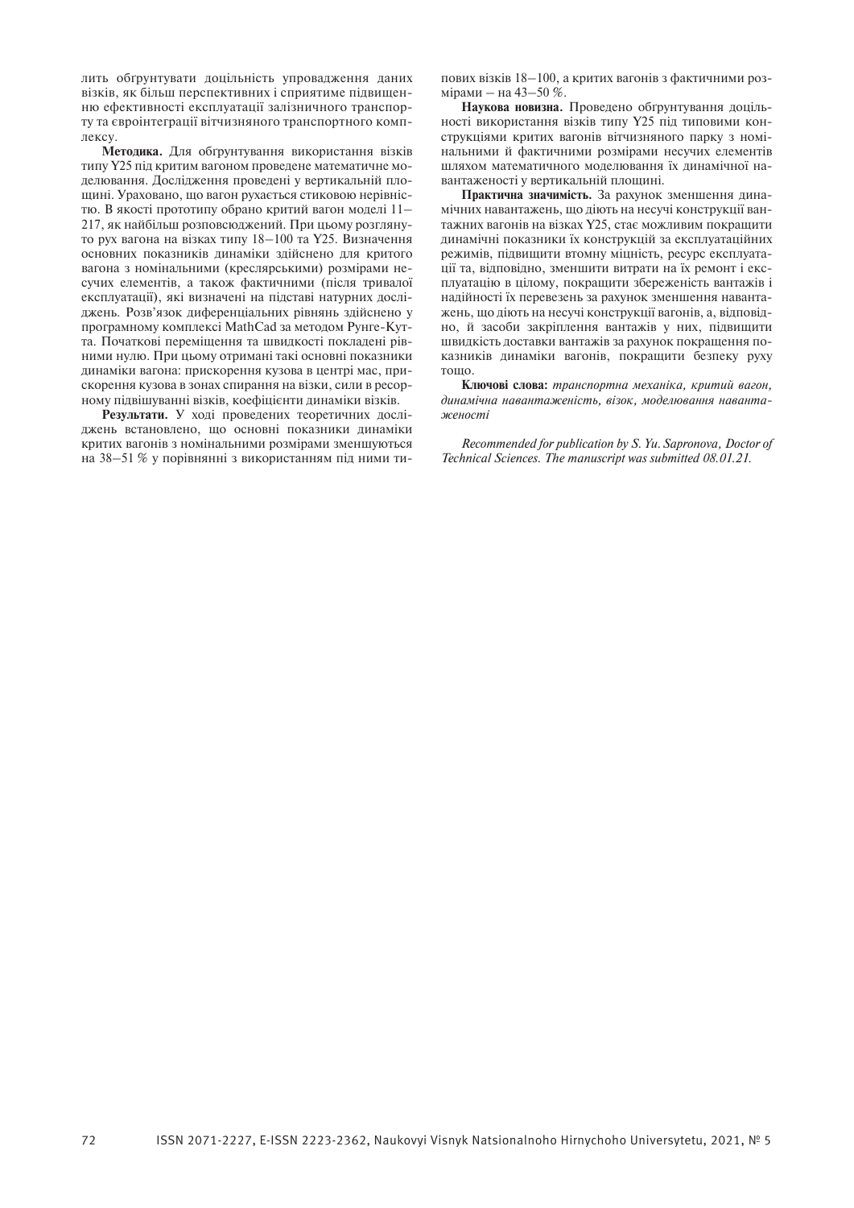лить обґрунтувати доцільність упровадження даних візків, як більш перспективних і сприятиме підвищенню ефективності експлуатації залізничного транспорту та євроінтеграції вітчизняного транспортного комплексу.

**Методика.** Для обґрунтування використання візків типу Y25 під критим вагоном проведене математичне моделювання. Дослідження проведені у вертикальній площині. Ураховано, що вагон рухається стиковою нерівністю. В якості прототипу обрано критий вагон моделі 11–217, як найбільш розповсюджений. При цьому розглянуто рух вагона на візках типу 18–100 та Y25. Визначення основних показників динаміки здійснено для критого вагона з номінальними (креслярськими) розмірами несучих елементів, а також фактичними (після тривалої експлуатації), які визначені на підставі натурних досліджень. Розв'язок диференціальних рівнянь здійснено у програмному комплексі MathCad за методом Рунге-Кутта. Початкові переміщення та швидкості покладені рівними нулю. При цьому отримані такі основні показники динаміки вагона: прискорення кузова в центрі мас, прискорення кузова в зонах спирання на візки, сили в ресорному підвішуванні візків, коефіцієнти динаміки візків.

**Результати.** У ході проведених теоретичних досліджень встановлено, що основні показники динаміки критих вагонів з номінальними розмірами зменшуються на 38–51 % у порівнянні з використанням під ними типових візків 18–100, а критих вагонів з фактичними розмірами – на 43–50 %.

**Наукова новизна.** Проведено обґрунтування доцільності використання візків типу Y25 під типовими конструкціями критих вагонів вітчизняного парку з номінальними й фактичними розмірами несучих елементів шляхом математичного моделювання їх динамічної навантаженості у вертикальній площині.

**Практична значимість.** За рахунок зменшення динамічних навантажень, що діють на несучі конструкції вантажних вагонів на візках Y25, стає можливим покращити динамічні показники їх конструкцій за експлуатаційних режимів, підвищити втомну міцність, ресурс експлуатації та, відповідно, зменшити витрати на їх ремонт і експлуатацію в цілому, покращити збереженість вантажів і надійності їх перевезень за рахунок зменшення навантажень, що діють на несучі конструкції вагонів, а, відповідно, й засоби закріплення вантажів у них, підвищити швидкість доставки вантажів за рахунок покращення показників динаміки вагонів, покращити безпеку руху тощо.

**Ключові слова:** *транспортна механіка, критий вагон, динамічна навантаженість, візок, моделювання навантаженості*

*Recommended for publication by S. Yu. Sapronova, Doctor of Technical Sciences. The manuscript was submitted 08.01.21.*